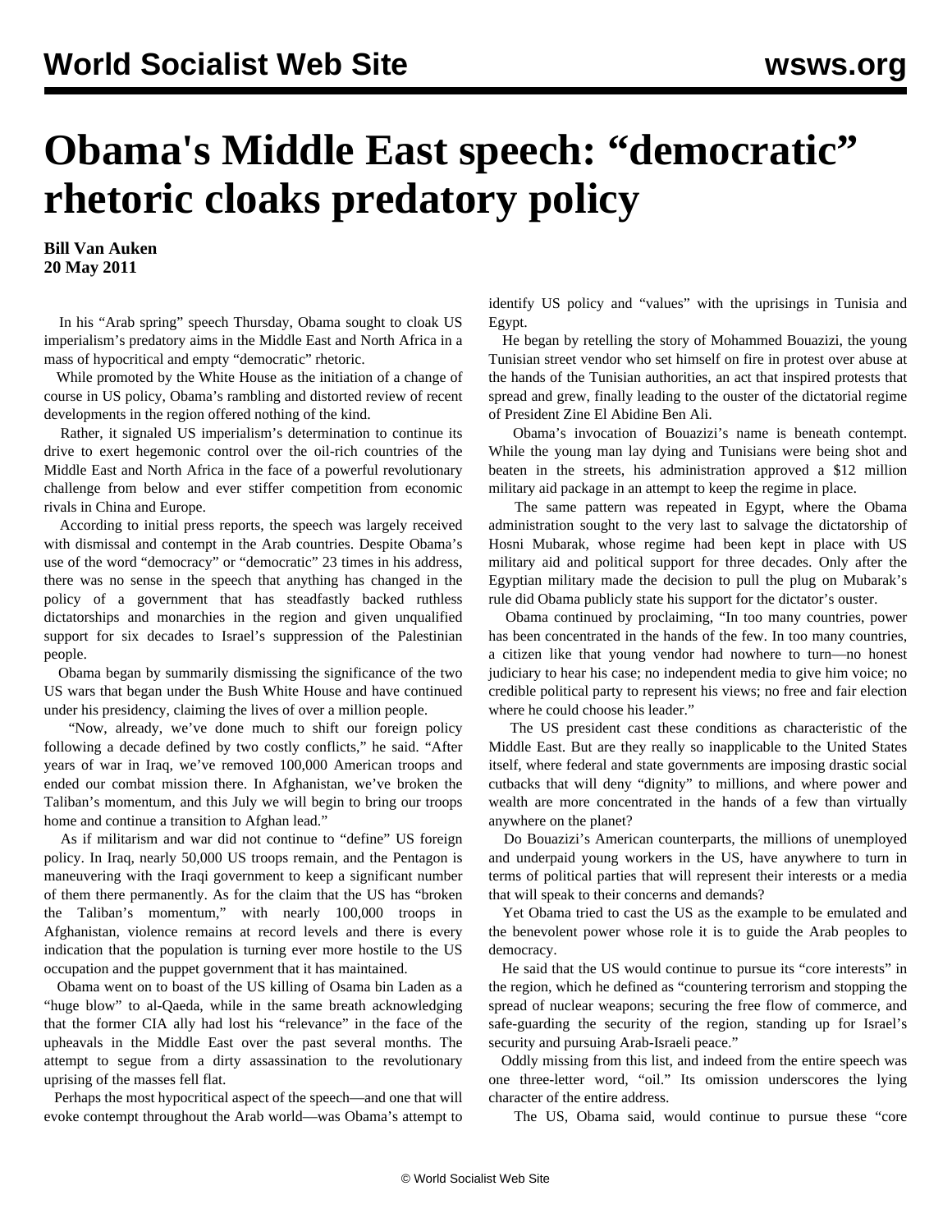# Obama's Middle East speech: "democratic" rhetoric cloaks predatory policy

**Bill Van Auken**
**20 May 2011**

In his "Arab spring" speech Thursday, Obama sought to cloak US imperialism's predatory aims in the Middle East and North Africa in a mass of hypocritical and empty "democratic" rhetoric.

While promoted by the White House as the initiation of a change of course in US policy, Obama's rambling and distorted review of recent developments in the region offered nothing of the kind.

Rather, it signaled US imperialism's determination to continue its drive to exert hegemonic control over the oil-rich countries of the Middle East and North Africa in the face of a powerful revolutionary challenge from below and ever stiffer competition from economic rivals in China and Europe.

According to initial press reports, the speech was largely received with dismissal and contempt in the Arab countries. Despite Obama's use of the word "democracy" or "democratic" 23 times in his address, there was no sense in the speech that anything has changed in the policy of a government that has steadfastly backed ruthless dictatorships and monarchies in the region and given unqualified support for six decades to Israel's suppression of the Palestinian people.

Obama began by summarily dismissing the significance of the two US wars that began under the Bush White House and have continued under his presidency, claiming the lives of over a million people.

"Now, already, we've done much to shift our foreign policy following a decade defined by two costly conflicts," he said. "After years of war in Iraq, we've removed 100,000 American troops and ended our combat mission there. In Afghanistan, we've broken the Taliban's momentum, and this July we will begin to bring our troops home and continue a transition to Afghan lead."

As if militarism and war did not continue to "define" US foreign policy. In Iraq, nearly 50,000 US troops remain, and the Pentagon is maneuvering with the Iraqi government to keep a significant number of them there permanently. As for the claim that the US has "broken the Taliban's momentum," with nearly 100,000 troops in Afghanistan, violence remains at record levels and there is every indication that the population is turning ever more hostile to the US occupation and the puppet government that it has maintained.

Obama went on to boast of the US killing of Osama bin Laden as a "huge blow" to al-Qaeda, while in the same breath acknowledging that the former CIA ally had lost his "relevance" in the face of the upheavals in the Middle East over the past several months. The attempt to segue from a dirty assassination to the revolutionary uprising of the masses fell flat.

Perhaps the most hypocritical aspect of the speech—and one that will evoke contempt throughout the Arab world—was Obama's attempt to identify US policy and "values" with the uprisings in Tunisia and Egypt.

He began by retelling the story of Mohammed Bouazizi, the young Tunisian street vendor who set himself on fire in protest over abuse at the hands of the Tunisian authorities, an act that inspired protests that spread and grew, finally leading to the ouster of the dictatorial regime of President Zine El Abidine Ben Ali.

Obama's invocation of Bouazizi's name is beneath contempt. While the young man lay dying and Tunisians were being shot and beaten in the streets, his administration approved a $12 million military aid package in an attempt to keep the regime in place.

The same pattern was repeated in Egypt, where the Obama administration sought to the very last to salvage the dictatorship of Hosni Mubarak, whose regime had been kept in place with US military aid and political support for three decades. Only after the Egyptian military made the decision to pull the plug on Mubarak's rule did Obama publicly state his support for the dictator's ouster.

Obama continued by proclaiming, "In too many countries, power has been concentrated in the hands of the few. In too many countries, a citizen like that young vendor had nowhere to turn—no honest judiciary to hear his case; no independent media to give him voice; no credible political party to represent his views; no free and fair election where he could choose his leader."

The US president cast these conditions as characteristic of the Middle East. But are they really so inapplicable to the United States itself, where federal and state governments are imposing drastic social cutbacks that will deny "dignity" to millions, and where power and wealth are more concentrated in the hands of a few than virtually anywhere on the planet?

Do Bouazizi's American counterparts, the millions of unemployed and underpaid young workers in the US, have anywhere to turn in terms of political parties that will represent their interests or a media that will speak to their concerns and demands?

Yet Obama tried to cast the US as the example to be emulated and the benevolent power whose role it is to guide the Arab peoples to democracy.

He said that the US would continue to pursue its "core interests" in the region, which he defined as "countering terrorism and stopping the spread of nuclear weapons; securing the free flow of commerce, and safe-guarding the security of the region, standing up for Israel's security and pursuing Arab-Israeli peace."

Oddly missing from this list, and indeed from the entire speech was one three-letter word, "oil." Its omission underscores the lying character of the entire address.

The US, Obama said, would continue to pursue these "core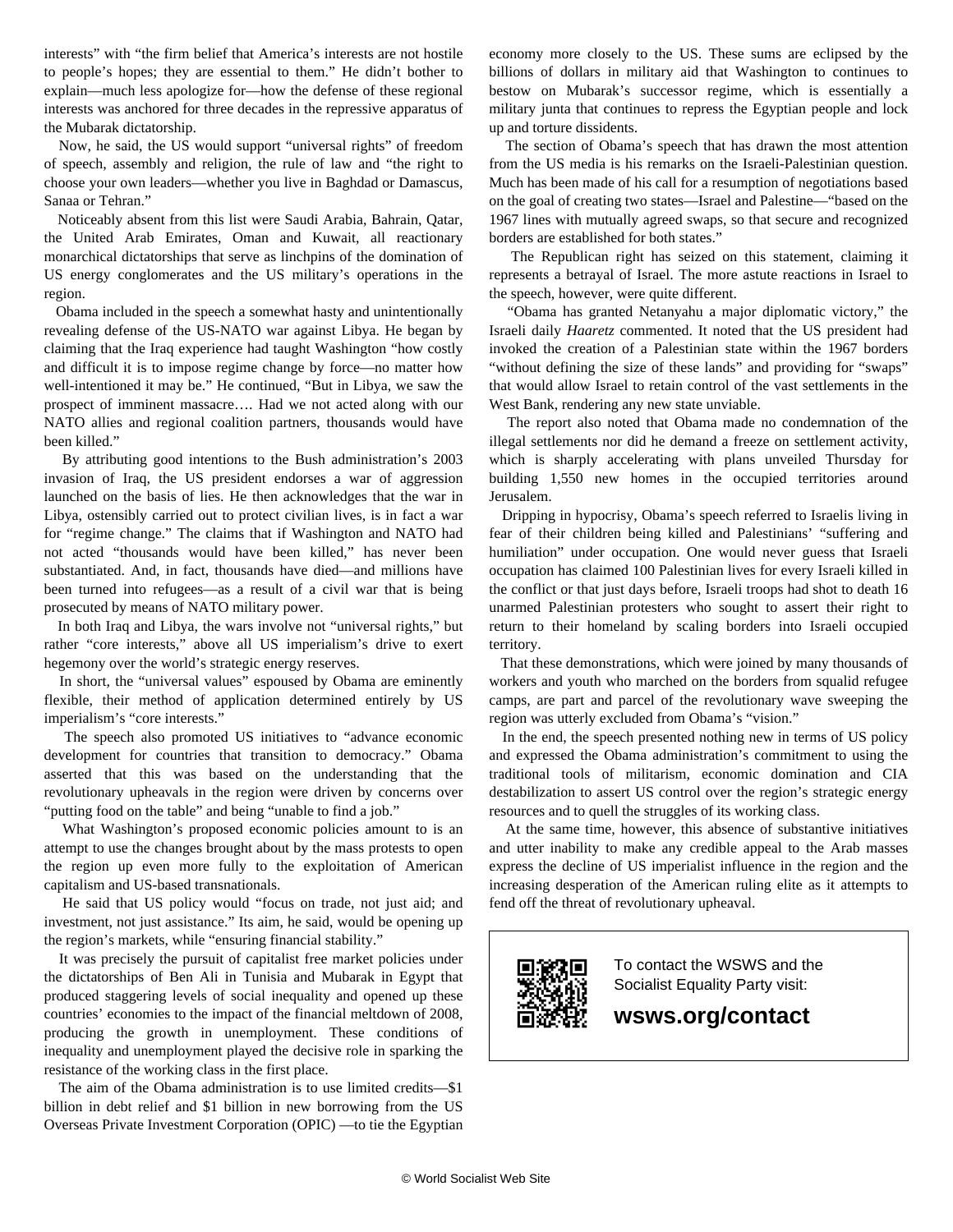interests" with "the firm belief that America's interests are not hostile to people's hopes; they are essential to them." He didn't bother to explain—much less apologize for—how the defense of these regional interests was anchored for three decades in the repressive apparatus of the Mubarak dictatorship.

Now, he said, the US would support "universal rights" of freedom of speech, assembly and religion, the rule of law and "the right to choose your own leaders—whether you live in Baghdad or Damascus, Sanaa or Tehran."

Noticeably absent from this list were Saudi Arabia, Bahrain, Qatar, the United Arab Emirates, Oman and Kuwait, all reactionary monarchical dictatorships that serve as linchpins of the domination of US energy conglomerates and the US military's operations in the region.

Obama included in the speech a somewhat hasty and unintentionally revealing defense of the US-NATO war against Libya. He began by claiming that the Iraq experience had taught Washington "how costly and difficult it is to impose regime change by force—no matter how well-intentioned it may be." He continued, "But in Libya, we saw the prospect of imminent massacre…. Had we not acted along with our NATO allies and regional coalition partners, thousands would have been killed."

By attributing good intentions to the Bush administration's 2003 invasion of Iraq, the US president endorses a war of aggression launched on the basis of lies. He then acknowledges that the war in Libya, ostensibly carried out to protect civilian lives, is in fact a war for "regime change." The claims that if Washington and NATO had not acted "thousands would have been killed," has never been substantiated. And, in fact, thousands have died—and millions have been turned into refugees—as a result of a civil war that is being prosecuted by means of NATO military power.

In both Iraq and Libya, the wars involve not "universal rights," but rather "core interests," above all US imperialism's drive to exert hegemony over the world's strategic energy reserves.

In short, the "universal values" espoused by Obama are eminently flexible, their method of application determined entirely by US imperialism's "core interests."

The speech also promoted US initiatives to "advance economic development for countries that transition to democracy." Obama asserted that this was based on the understanding that the revolutionary upheavals in the region were driven by concerns over "putting food on the table" and being "unable to find a job."

What Washington's proposed economic policies amount to is an attempt to use the changes brought about by the mass protests to open the region up even more fully to the exploitation of American capitalism and US-based transnationals.

He said that US policy would "focus on trade, not just aid; and investment, not just assistance." Its aim, he said, would be opening up the region's markets, while "ensuring financial stability."

It was precisely the pursuit of capitalist free market policies under the dictatorships of Ben Ali in Tunisia and Mubarak in Egypt that produced staggering levels of social inequality and opened up these countries' economies to the impact of the financial meltdown of 2008, producing the growth in unemployment. These conditions of inequality and unemployment played the decisive role in sparking the resistance of the working class in the first place.

The aim of the Obama administration is to use limited credits—$1 billion in debt relief and $1 billion in new borrowing from the US Overseas Private Investment Corporation (OPIC) —to tie the Egyptian economy more closely to the US. These sums are eclipsed by the billions of dollars in military aid that Washington to continues to bestow on Mubarak's successor regime, which is essentially a military junta that continues to repress the Egyptian people and lock up and torture dissidents.

The section of Obama's speech that has drawn the most attention from the US media is his remarks on the Israeli-Palestinian question. Much has been made of his call for a resumption of negotiations based on the goal of creating two states—Israel and Palestine—"based on the 1967 lines with mutually agreed swaps, so that secure and recognized borders are established for both states."

The Republican right has seized on this statement, claiming it represents a betrayal of Israel. The more astute reactions in Israel to the speech, however, were quite different.

"Obama has granted Netanyahu a major diplomatic victory," the Israeli daily *Haaretz* commented. It noted that the US president had invoked the creation of a Palestinian state within the 1967 borders "without defining the size of these lands" and providing for "swaps" that would allow Israel to retain control of the vast settlements in the West Bank, rendering any new state unviable.

The report also noted that Obama made no condemnation of the illegal settlements nor did he demand a freeze on settlement activity, which is sharply accelerating with plans unveiled Thursday for building 1,550 new homes in the occupied territories around Jerusalem.

Dripping in hypocrisy, Obama's speech referred to Israelis living in fear of their children being killed and Palestinians' "suffering and humiliation" under occupation. One would never guess that Israeli occupation has claimed 100 Palestinian lives for every Israeli killed in the conflict or that just days before, Israeli troops had shot to death 16 unarmed Palestinian protesters who sought to assert their right to return to their homeland by scaling borders into Israeli occupied territory.

That these demonstrations, which were joined by many thousands of workers and youth who marched on the borders from squalid refugee camps, are part and parcel of the revolutionary wave sweeping the region was utterly excluded from Obama's "vision."

In the end, the speech presented nothing new in terms of US policy and expressed the Obama administration's commitment to using the traditional tools of militarism, economic domination and CIA destabilization to assert US control over the region's strategic energy resources and to quell the struggles of its working class.

At the same time, however, this absence of substantive initiatives and utter inability to make any credible appeal to the Arab masses express the decline of US imperialist influence in the region and the increasing desperation of the American ruling elite as it attempts to fend off the threat of revolutionary upheaval.

To contact the WSWS and the Socialist Equality Party visit:

**wsws.org/contact**